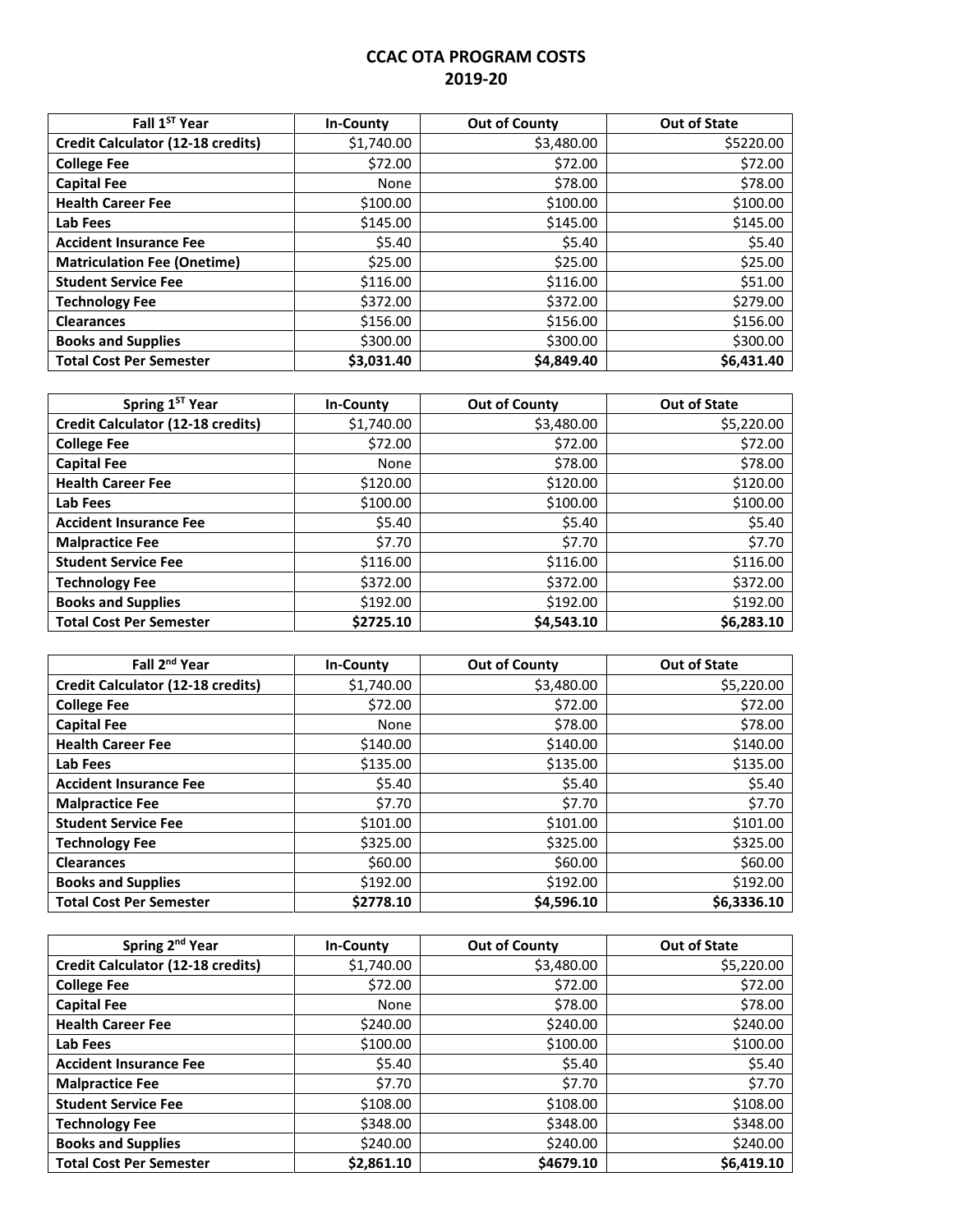# CCAC OTA PROGRAM COSTS
## 2019-20

| Fall 1ST Year | In-County | Out of County | Out of State |
|---|---|---|---|
| Credit Calculator (12-18 credits) | $1,740.00 | $3,480.00 | $5220.00 |
| College Fee | $72.00 | $72.00 | $72.00 |
| Capital Fee | None | $78.00 | $78.00 |
| Health Career Fee | $100.00 | $100.00 | $100.00 |
| Lab Fees | $145.00 | $145.00 | $145.00 |
| Accident Insurance Fee | $5.40 | $5.40 | $5.40 |
| Matriculation Fee (Onetime) | $25.00 | $25.00 | $25.00 |
| Student Service Fee | $116.00 | $116.00 | $51.00 |
| Technology Fee | $372.00 | $372.00 | $279.00 |
| Clearances | $156.00 | $156.00 | $156.00 |
| Books and Supplies | $300.00 | $300.00 | $300.00 |
| **Total Cost Per Semester** | **$3,031.40** | **$4,849.40** | **$6,431.40** |

| Spring 1ST Year | In-County | Out of County | Out of State |
|---|---|---|---|
| Credit Calculator (12-18 credits) | $1,740.00 | $3,480.00 | $5,220.00 |
| College Fee | $72.00 | $72.00 | $72.00 |
| Capital Fee | None | $78.00 | $78.00 |
| Health Career Fee | $120.00 | $120.00 | $120.00 |
| Lab Fees | $100.00 | $100.00 | $100.00 |
| Accident Insurance Fee | $5.40 | $5.40 | $5.40 |
| Malpractice Fee | $7.70 | $7.70 | $7.70 |
| Student Service Fee | $116.00 | $116.00 | $116.00 |
| Technology Fee | $372.00 | $372.00 | $372.00 |
| Books and Supplies | $192.00 | $192.00 | $192.00 |
| **Total Cost Per Semester** | **$2725.10** | **$4,543.10** | **$6,283.10** |

| Fall 2nd Year | In-County | Out of County | Out of State |
|---|---|---|---|
| Credit Calculator (12-18 credits) | $1,740.00 | $3,480.00 | $5,220.00 |
| College Fee | $72.00 | $72.00 | $72.00 |
| Capital Fee | None | $78.00 | $78.00 |
| Health Career Fee | $140.00 | $140.00 | $140.00 |
| Lab Fees | $135.00 | $135.00 | $135.00 |
| Accident Insurance Fee | $5.40 | $5.40 | $5.40 |
| Malpractice Fee | $7.70 | $7.70 | $7.70 |
| Student Service Fee | $101.00 | $101.00 | $101.00 |
| Technology Fee | $325.00 | $325.00 | $325.00 |
| Clearances | $60.00 | $60.00 | $60.00 |
| Books and Supplies | $192.00 | $192.00 | $192.00 |
| **Total Cost Per Semester** | **$2778.10** | **$4,596.10** | **$6,3336.10** |

| Spring 2nd Year | In-County | Out of County | Out of State |
|---|---|---|---|
| Credit Calculator (12-18 credits) | $1,740.00 | $3,480.00 | $5,220.00 |
| College Fee | $72.00 | $72.00 | $72.00 |
| Capital Fee | None | $78.00 | $78.00 |
| Health Career Fee | $240.00 | $240.00 | $240.00 |
| Lab Fees | $100.00 | $100.00 | $100.00 |
| Accident Insurance Fee | $5.40 | $5.40 | $5.40 |
| Malpractice Fee | $7.70 | $7.70 | $7.70 |
| Student Service Fee | $108.00 | $108.00 | $108.00 |
| Technology Fee | $348.00 | $348.00 | $348.00 |
| Books and Supplies | $240.00 | $240.00 | $240.00 |
| **Total Cost Per Semester** | **$2,861.10** | **$4679.10** | **$6,419.10** |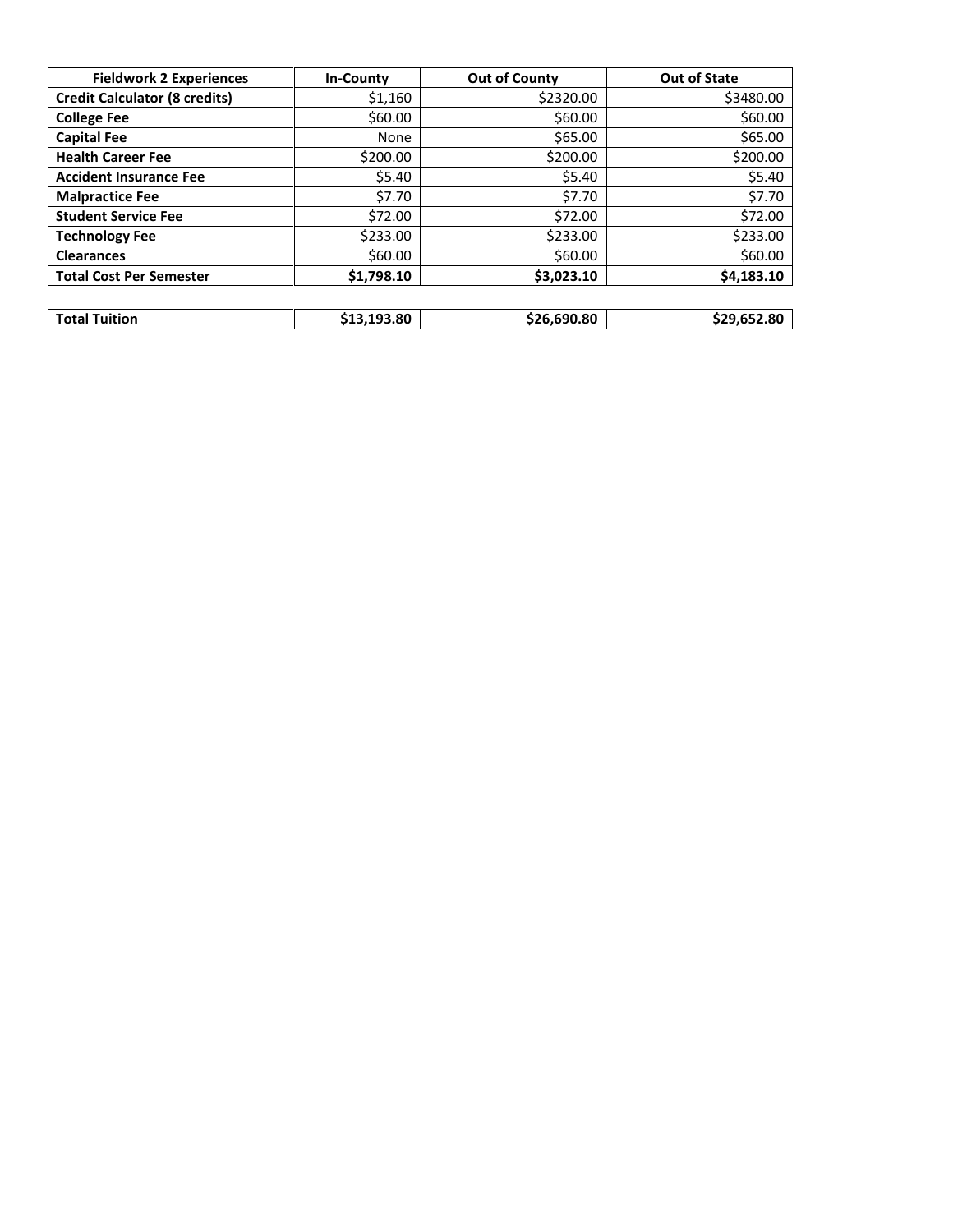| Fieldwork 2 Experiences | In-County | Out of County | Out of State |
|---|---|---|---|
| **Credit Calculator (8 credits)** | $1,160 | $2320.00 | $3480.00 |
| **College Fee** | $60.00 | $60.00 | $60.00 |
| **Capital Fee** | None | $65.00 | $65.00 |
| **Health Career Fee** | $200.00 | $200.00 | $200.00 |
| **Accident Insurance Fee** | $5.40 | $5.40 | $5.40 |
| **Malpractice Fee** | $7.70 | $7.70 | $7.70 |
| **Student Service Fee** | $72.00 | $72.00 | $72.00 |
| **Technology Fee** | $233.00 | $233.00 | $233.00 |
| **Clearances** | $60.00 | $60.00 | $60.00 |
| **Total Cost Per Semester** | **$1,798.10** | **$3,023.10** | **$4,183.10** |

| | | | |
|---|---|---|---|
| **Total Tuition** | **$13,193.80** | **$26,690.80** | **$29,652.80** |